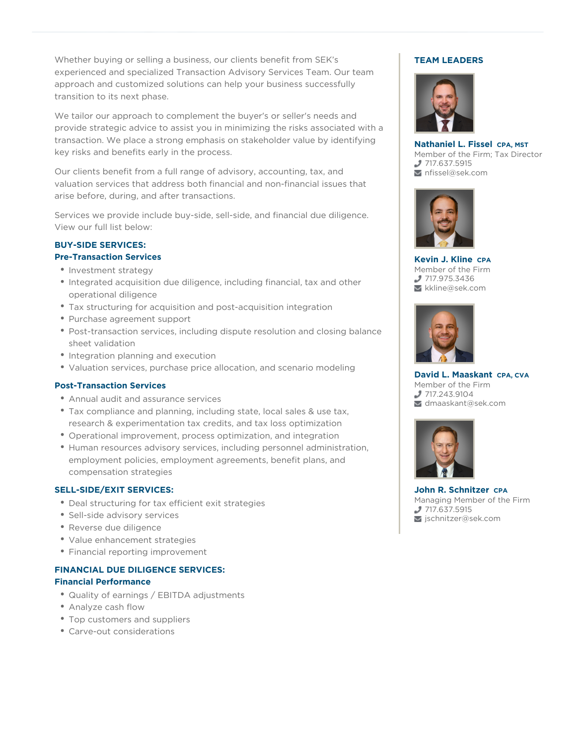Whether buying or selling a business, our clients benefit from SEK's experienced and specialized Transaction Advisory Services Team. Our team approach and customized solutions can help your business successfully transition to its next phase.

We tailor our approach to complement the buyer's or seller's needs and provide strategic advice to assist you in minimizing the risks associated with a transaction. We place a strong emphasis on stakeholder value by identifying key risks and benefits early in the process.

Our clients benefit from a full range of advisory, accounting, tax, and valuation services that address both financial and non-financial issues that arise before, during, and after transactions.

Services we provide include buy-side, sell-side, and financial due diligence. View our full list below:

## BUY-SIDE SERVICES:

### Pre-Transaction Services

- Investment strategy
- Integrated acquisition due diligence, including financial, tax and other operational diligence
- Tax structuring for acquisition and post-acquisition integration
- Purchase agreement support
- Post-transaction services, including dispute resolution and closing balance sheet validation
- Integration planning and execution
- Valuation services, purchase price allocation, and scenario modeling

### Post-Transaction Services

- Annual audit and assurance services
- Tax compliance and planning, including state, local sales & use tax, research & experimentation tax credits, and tax loss optimization
- Operational improvement, process optimization, and integration
- Human resources advisory services, including personnel administration, employment policies, employment agreements, benefit plans, and compensation strategies

## SELL-SIDE/EXIT SERVICES:

- Deal structuring for tax efficient exit strategies
- Sell-side advisory services
- Reverse due diligence
- Value enhancement strategies
- Financial reporting improvement

## FINANCIAL DUE DILIGENCE SERVICES:

### Financial Performance

- Quality of earnings / EBITDA adjustments
- Analyze cash flow
- Top customers and suppliers
- Carve-out considerations

## TEAM LEADERS

**Nathaniel L. Fissel** CPA, MST
Member of the Firm; Tax Director
717.637.5915
nfissel@sek.com

**Kevin J. Kline** CPA
Member of the Firm
717.975.3436
kkline@sek.com

**David L. Maaskant** CPA, CVA
Member of the Firm
717.243.9104
dmaaskant@sek.com

**John R. Schnitzer** CPA
Managing Member of the Firm
717.637.5915
jschnitzer@sek.com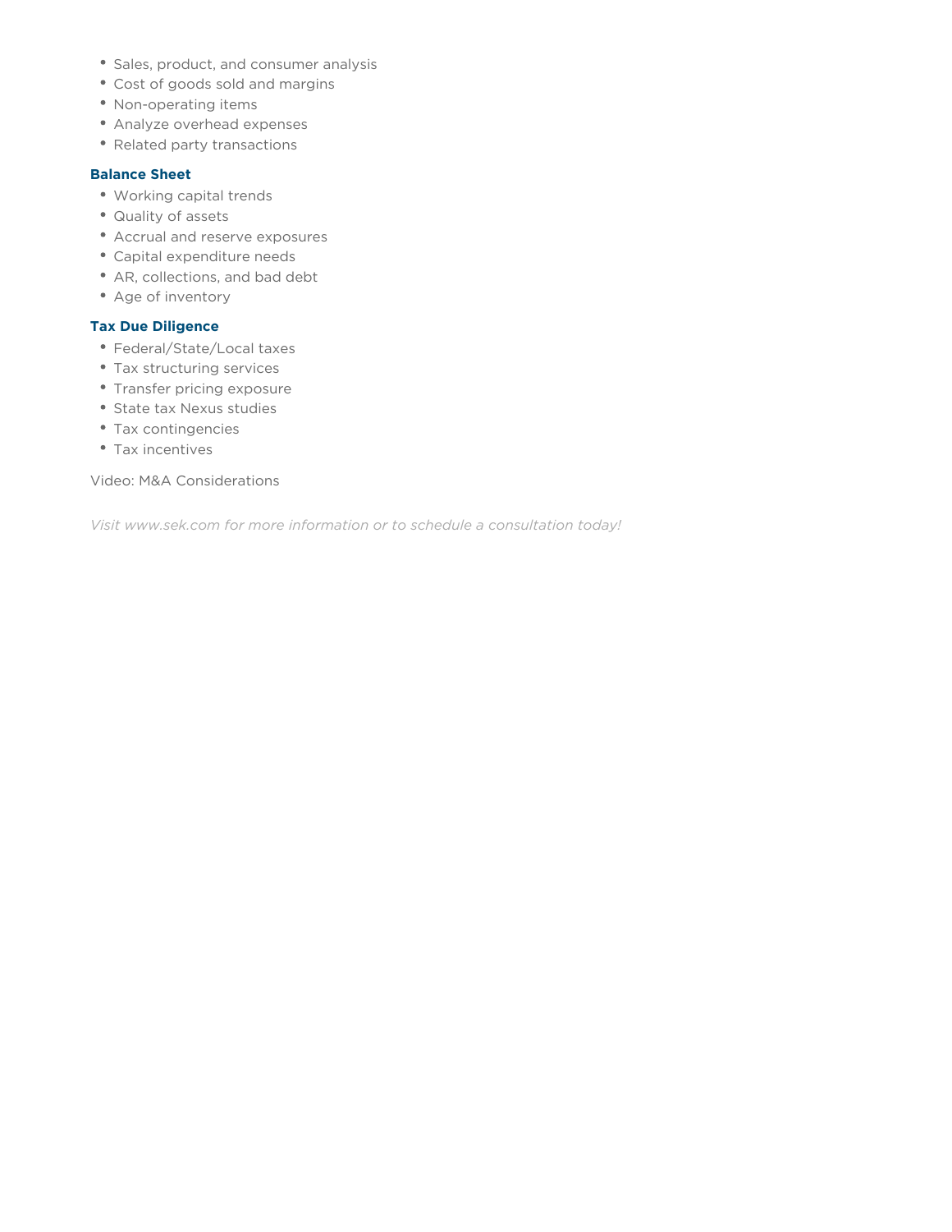- Sales, product, and consumer analysis
- Cost of goods sold and margins
- Non-operating items
- Analyze overhead expenses
- Related party transactions

**Balance Sheet**

- Working capital trends
- Quality of assets
- Accrual and reserve exposures
- Capital expenditure needs
- AR, collections, and bad debt
- Age of inventory

**Tax Due Diligence**

- Federal/State/Local taxes
- Tax structuring services
- Transfer pricing exposure
- State tax Nexus studies
- Tax contingencies
- Tax incentives

Video: M&A Considerations

*Visit www.sek.com for more information or to schedule a consultation today!*